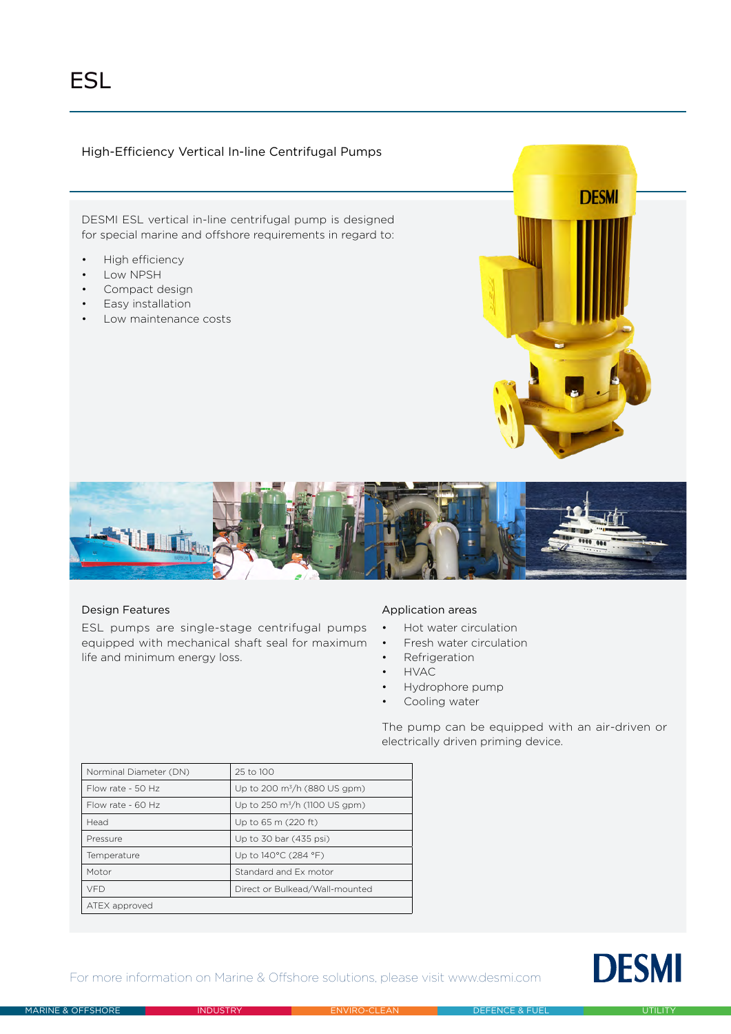# ESL

## High-Efficiency Vertical In-line Centrifugal Pumps

DESMI ESL vertical in-line centrifugal pump is designed for special marine and offshore requirements in regard to:

- High efficiency
- Low NPSH
- Compact design
- Easy installation
- Low maintenance costs

### Design Features

ESL pumps are single-stage centrifugal pumps equipped with mechanical shaft seal for maximum life and minimum energy loss.

### Application areas

- Hot water circulation
- Fresh water circulation
- Refrigeration
- HVAC
- Hydrophore pump
- Cooling water

The pump can be equipped with an air-driven or electrically driven priming device.

| Norminal Diameter (DN) | 25 to 100 |
|---|---|
| Flow rate - 50 Hz | Up to 200 m³/h (880 US gpm) |
| Flow rate - 60 Hz | Up to 250 m³/h (1100 US gpm) |
| Head | Up to 65 m (220 ft) |
| Pressure | Up to 30 bar (435 psi) |
| Temperature | Up to 140°C (284 °F) |
| Motor | Standard and Ex motor |
| VFD | Direct or Bulkead/Wall-mounted |
| ATEX approved | |

For more information on Marine & Offshore solutions, please visit www.desmi.com

DESMI

MARINE & OFFSHORE | INDUSTRY | ENVIRO-CLEAN | DEFENCE & FUEL | UTILITY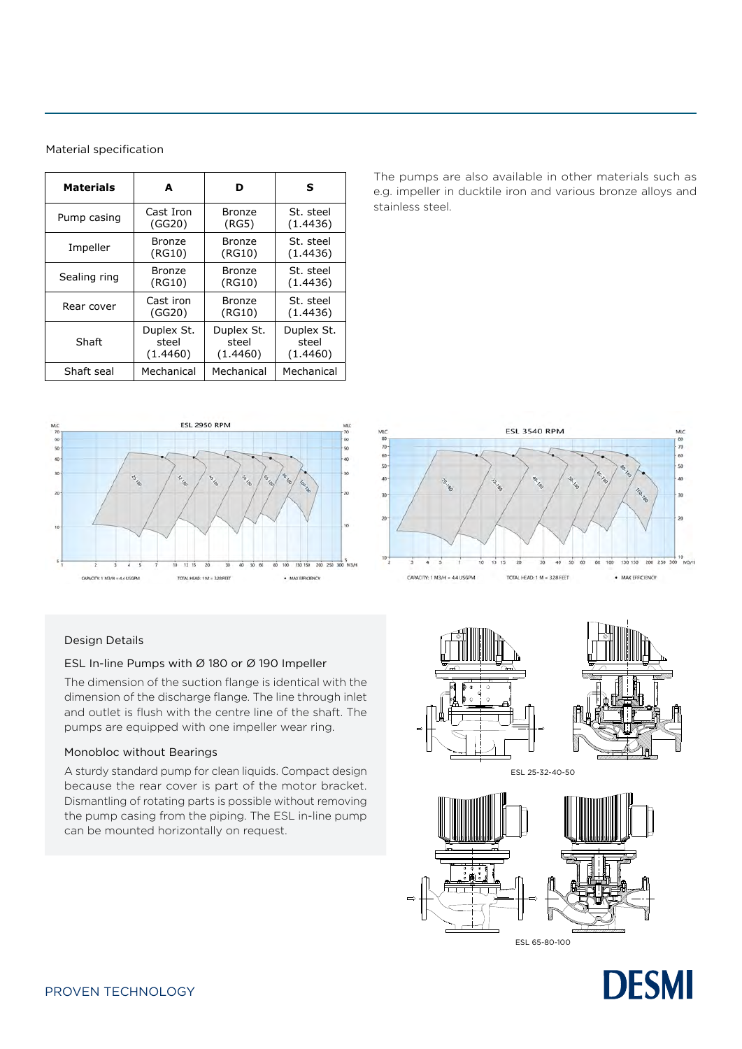Material specification

| Materials | A | D | S |
|---|---|---|---|
| Pump casing | Cast Iron (GG20) | Bronze (RG5) | St. steel (1.4436) |
| Impeller | Bronze (RG10) | Bronze (RG10) | St. steel (1.4436) |
| Sealing ring | Bronze (RG10) | Bronze (RG10) | St. steel (1.4436) |
| Rear cover | Cast iron (GG20) | Bronze (RG10) | St. steel (1.4436) |
| Shaft | Duplex St. steel (1.4460) | Duplex St. steel (1.4460) | Duplex St. steel (1.4460) |
| Shaft seal | Mechanical | Mechanical | Mechanical |

The pumps are also available in other materials such as e.g. impeller in ducktile iron and various bronze alloys and stainless steel.

ESL 2950 RPM

MLC

25-180
32-180
40-180
50-180
65-180
80-180
100-180

CAPACITY: 1 M3/H = 4.4 USGPM
TOTAL HEAD: 1 M = 3.28 FEET
• MAX EFFICIENCY

ESL 3540 RPM

MLC

25-180
32-180
40-180
50-180
65-180
80-180
100-180

CAPACITY: 1 M3/H = 4.4 USGPM
TOTAL HEAD: 1 M = 3.28 FEET
• MAX EFFICIENCY

## Design Details

### ESL In-line Pumps with Ø 180 or Ø 190 Impeller

The dimension of the suction flange is identical with the dimension of the discharge flange. The line through inlet and outlet is flush with the centre line of the shaft. The pumps are equipped with one impeller wear ring.

### Monobloc without Bearings

A sturdy standard pump for clean liquids. Compact design because the rear cover is part of the motor bracket. Dismantling of rotating parts is possible without removing the pump casing from the piping. The ESL in-line pump can be mounted horizontally on request.

ESL 25-32-40-50

ESL 65-80-100

PROVEN TECHNOLOGY

DESMI